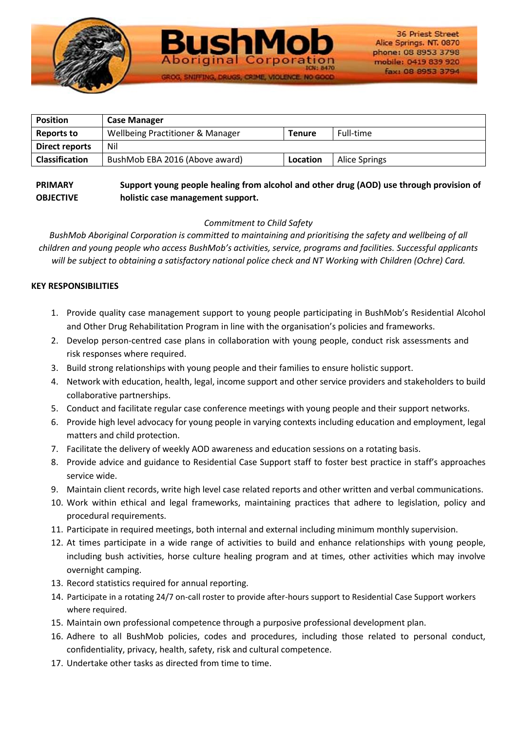BushMob Aboriginal Corporation ICN: 8470

GROG, SNIFFING, DRUGS, CRIME, VIOLENCE. NO GOOD

36 Priest Street
Alice Springs. NT. 0870
phone: 08 8953 3798
mobile: 0419 839 920
fax: 08 8953 3794

| **Position** | **Case Manager** | | |
|---|---|---|---|
| **Reports to** | Wellbeing Practitioner & Manager | **Tenure** | Full-time |
| **Direct reports** | Nil | | |
| **Classification** | BushMob EBA 2016 (Above award) | **Location** | Alice Springs |

**PRIMARY OBJECTIVE** **Support young people healing from alcohol and other drug (AOD) use through provision of holistic case management support.**

*Commitment to Child Safety*

*BushMob Aboriginal Corporation is committed to maintaining and prioritising the safety and wellbeing of all children and young people who access BushMob's activities, service, programs and facilities. Successful applicants will be subject to obtaining a satisfactory national police check and NT Working with Children (Ochre) Card.*

**KEY RESPONSIBILITIES**

1. Provide quality case management support to young people participating in BushMob's Residential Alcohol and Other Drug Rehabilitation Program in line with the organisation's policies and frameworks.
2. Develop person-centred case plans in collaboration with young people, conduct risk assessments and risk responses where required.
3. Build strong relationships with young people and their families to ensure holistic support.
4. Network with education, health, legal, income support and other service providers and stakeholders to build collaborative partnerships.
5. Conduct and facilitate regular case conference meetings with young people and their support networks.
6. Provide high level advocacy for young people in varying contexts including education and employment, legal matters and child protection.
7. Facilitate the delivery of weekly AOD awareness and education sessions on a rotating basis.
8. Provide advice and guidance to Residential Case Support staff to foster best practice in staff's approaches service wide.
9. Maintain client records, write high level case related reports and other written and verbal communications.
10. Work within ethical and legal frameworks, maintaining practices that adhere to legislation, policy and procedural requirements.
11. Participate in required meetings, both internal and external including minimum monthly supervision.
12. At times participate in a wide range of activities to build and enhance relationships with young people, including bush activities, horse culture healing program and at times, other activities which may involve overnight camping.
13. Record statistics required for annual reporting.
14. Participate in a rotating 24/7 on-call roster to provide after-hours support to Residential Case Support workers where required.
15. Maintain own professional competence through a purposive professional development plan.
16. Adhere to all BushMob policies, codes and procedures, including those related to personal conduct, confidentiality, privacy, health, safety, risk and cultural competence.
17. Undertake other tasks as directed from time to time.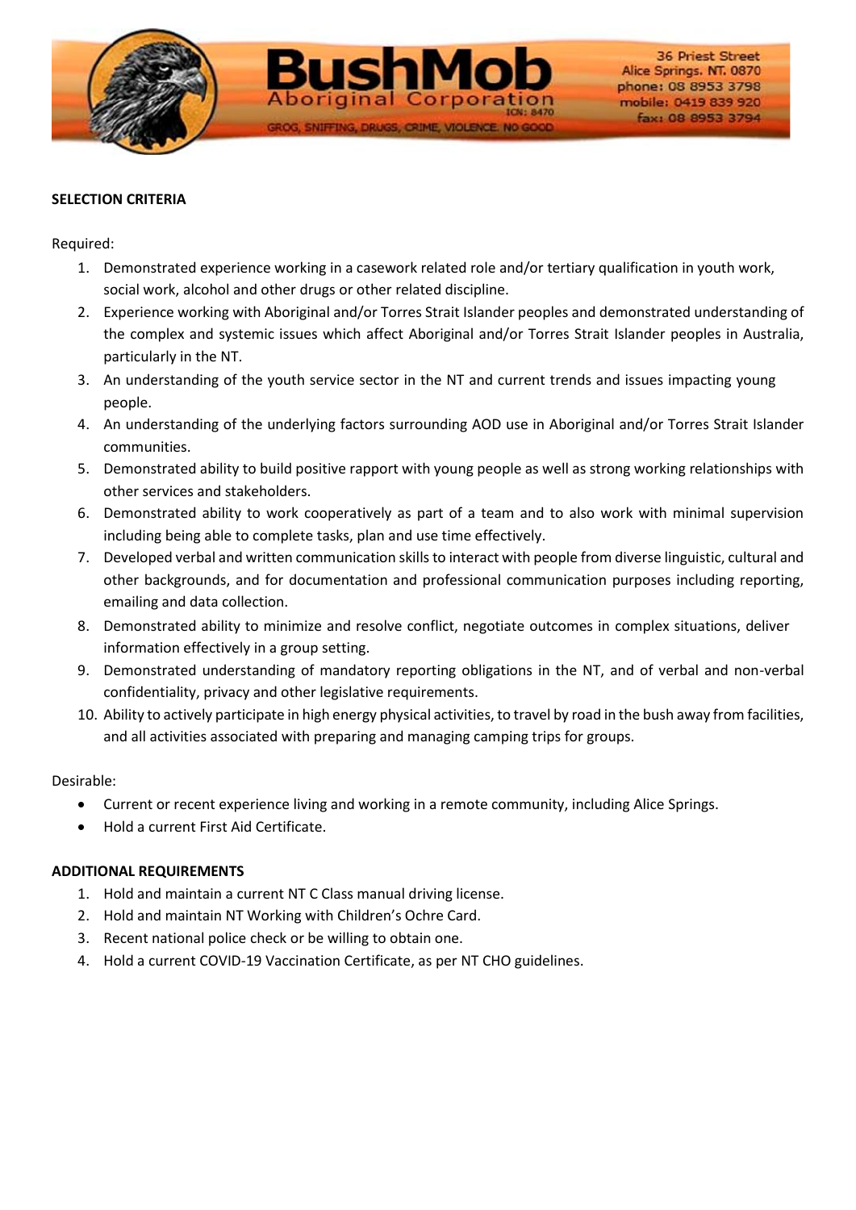## SELECTION CRITERIA

Required:

1. Demonstrated experience working in a casework related role and/or tertiary qualification in youth work, social work, alcohol and other drugs or other related discipline.
2. Experience working with Aboriginal and/or Torres Strait Islander peoples and demonstrated understanding of the complex and systemic issues which affect Aboriginal and/or Torres Strait Islander peoples in Australia, particularly in the NT.
3. An understanding of the youth service sector in the NT and current trends and issues impacting young people.
4. An understanding of the underlying factors surrounding AOD use in Aboriginal and/or Torres Strait Islander communities.
5. Demonstrated ability to build positive rapport with young people as well as strong working relationships with other services and stakeholders.
6. Demonstrated ability to work cooperatively as part of a team and to also work with minimal supervision including being able to complete tasks, plan and use time effectively.
7. Developed verbal and written communication skills to interact with people from diverse linguistic, cultural and other backgrounds, and for documentation and professional communication purposes including reporting, emailing and data collection.
8. Demonstrated ability to minimize and resolve conflict, negotiate outcomes in complex situations, deliver information effectively in a group setting.
9. Demonstrated understanding of mandatory reporting obligations in the NT, and of verbal and non-verbal confidentiality, privacy and other legislative requirements.
10. Ability to actively participate in high energy physical activities, to travel by road in the bush away from facilities, and all activities associated with preparing and managing camping trips for groups.

Desirable:

- Current or recent experience living and working in a remote community, including Alice Springs.
- Hold a current First Aid Certificate.

## ADDITIONAL REQUIREMENTS

1. Hold and maintain a current NT C Class manual driving license.
2. Hold and maintain NT Working with Children's Ochre Card.
3. Recent national police check or be willing to obtain one.
4. Hold a current COVID-19 Vaccination Certificate, as per NT CHO guidelines.